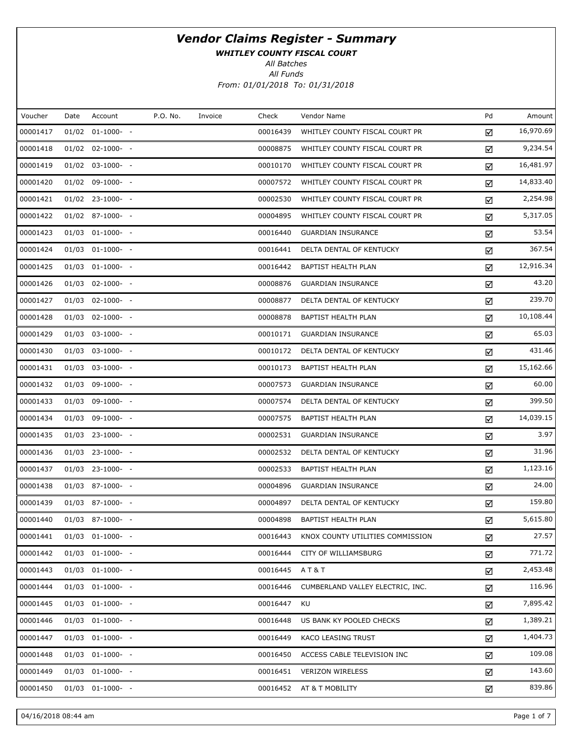# *Vendor Claims Register - Summary*

***WHITLEY COUNTY FISCAL COURT***

*All Batches*

*All Funds*

*From: 01/01/2018 To: 01/31/2018*

| Voucher | Date | Account | P.O. No. | Invoice | Check | Vendor Name | Pd | Amount |
|---|---|---|---|---|---|---|---|---|
| 00001417 | 01/02 | 01-1000- - | | | 00016439 | WHITLEY COUNTY FISCAL COURT PR | ☑ | 16,970.69 |
| 00001418 | 01/02 | 02-1000- - | | | 00008875 | WHITLEY COUNTY FISCAL COURT PR | ☑ | 9,234.54 |
| 00001419 | 01/02 | 03-1000- - | | | 00010170 | WHITLEY COUNTY FISCAL COURT PR | ☑ | 16,481.97 |
| 00001420 | 01/02 | 09-1000- - | | | 00007572 | WHITLEY COUNTY FISCAL COURT PR | ☑ | 14,833.40 |
| 00001421 | 01/02 | 23-1000- - | | | 00002530 | WHITLEY COUNTY FISCAL COURT PR | ☑ | 2,254.98 |
| 00001422 | 01/02 | 87-1000- - | | | 00004895 | WHITLEY COUNTY FISCAL COURT PR | ☑ | 5,317.05 |
| 00001423 | 01/03 | 01-1000- - | | | 00016440 | GUARDIAN INSURANCE | ☑ | 53.54 |
| 00001424 | 01/03 | 01-1000- - | | | 00016441 | DELTA DENTAL OF KENTUCKY | ☑ | 367.54 |
| 00001425 | 01/03 | 01-1000- - | | | 00016442 | BAPTIST HEALTH PLAN | ☑ | 12,916.34 |
| 00001426 | 01/03 | 02-1000- - | | | 00008876 | GUARDIAN INSURANCE | ☑ | 43.20 |
| 00001427 | 01/03 | 02-1000- - | | | 00008877 | DELTA DENTAL OF KENTUCKY | ☑ | 239.70 |
| 00001428 | 01/03 | 02-1000- - | | | 00008878 | BAPTIST HEALTH PLAN | ☑ | 10,108.44 |
| 00001429 | 01/03 | 03-1000- - | | | 00010171 | GUARDIAN INSURANCE | ☑ | 65.03 |
| 00001430 | 01/03 | 03-1000- - | | | 00010172 | DELTA DENTAL OF KENTUCKY | ☑ | 431.46 |
| 00001431 | 01/03 | 03-1000- - | | | 00010173 | BAPTIST HEALTH PLAN | ☑ | 15,162.66 |
| 00001432 | 01/03 | 09-1000- - | | | 00007573 | GUARDIAN INSURANCE | ☑ | 60.00 |
| 00001433 | 01/03 | 09-1000- - | | | 00007574 | DELTA DENTAL OF KENTUCKY | ☑ | 399.50 |
| 00001434 | 01/03 | 09-1000- - | | | 00007575 | BAPTIST HEALTH PLAN | ☑ | 14,039.15 |
| 00001435 | 01/03 | 23-1000- - | | | 00002531 | GUARDIAN INSURANCE | ☑ | 3.97 |
| 00001436 | 01/03 | 23-1000- - | | | 00002532 | DELTA DENTAL OF KENTUCKY | ☑ | 31.96 |
| 00001437 | 01/03 | 23-1000- - | | | 00002533 | BAPTIST HEALTH PLAN | ☑ | 1,123.16 |
| 00001438 | 01/03 | 87-1000- - | | | 00004896 | GUARDIAN INSURANCE | ☑ | 24.00 |
| 00001439 | 01/03 | 87-1000- - | | | 00004897 | DELTA DENTAL OF KENTUCKY | ☑ | 159.80 |
| 00001440 | 01/03 | 87-1000- - | | | 00004898 | BAPTIST HEALTH PLAN | ☑ | 5,615.80 |
| 00001441 | 01/03 | 01-1000- - | | | 00016443 | KNOX COUNTY UTILITIES COMMISSION | ☑ | 27.57 |
| 00001442 | 01/03 | 01-1000- - | | | 00016444 | CITY OF WILLIAMSBURG | ☑ | 771.72 |
| 00001443 | 01/03 | 01-1000- - | | | 00016445 | A T & T | ☑ | 2,453.48 |
| 00001444 | 01/03 | 01-1000- - | | | 00016446 | CUMBERLAND VALLEY ELECTRIC, INC. | ☑ | 116.96 |
| 00001445 | 01/03 | 01-1000- - | | | 00016447 | KU | ☑ | 7,895.42 |
| 00001446 | 01/03 | 01-1000- - | | | 00016448 | US BANK KY POOLED CHECKS | ☑ | 1,389.21 |
| 00001447 | 01/03 | 01-1000- - | | | 00016449 | KACO LEASING TRUST | ☑ | 1,404.73 |
| 00001448 | 01/03 | 01-1000- - | | | 00016450 | ACCESS CABLE TELEVISION INC | ☑ | 109.08 |
| 00001449 | 01/03 | 01-1000- - | | | 00016451 | VERIZON WIRELESS | ☑ | 143.60 |
| 00001450 | 01/03 | 01-1000- - | | | 00016452 | AT & T MOBILITY | ☑ | 839.86 |

04/16/2018 08:44 am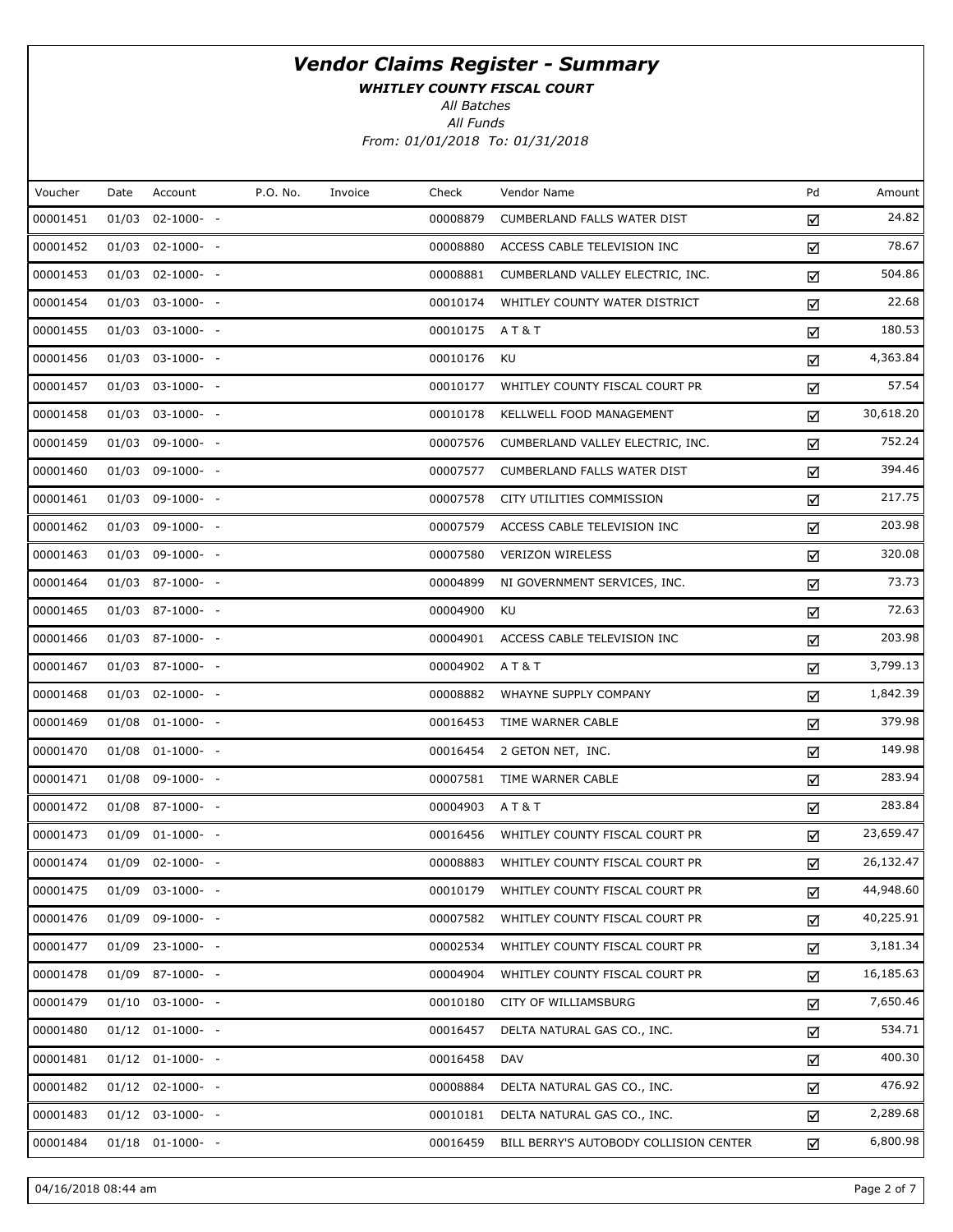# Vendor Claims Register - Summary

***WHITLEY COUNTY FISCAL COURT***

*All Batches*

*All Funds*

*From: 01/01/2018 To: 01/31/2018*

| Voucher | Date | Account | P.O. No. | Invoice | Check | Vendor Name | Pd | Amount |
|---|---|---|---|---|---|---|---|---|
| 00001451 | 01/03 | 02-1000- - | | | 00008879 | CUMBERLAND FALLS WATER DIST | ☑ | 24.82 |
| 00001452 | 01/03 | 02-1000- - | | | 00008880 | ACCESS CABLE TELEVISION INC | ☑ | 78.67 |
| 00001453 | 01/03 | 02-1000- - | | | 00008881 | CUMBERLAND VALLEY ELECTRIC, INC. | ☑ | 504.86 |
| 00001454 | 01/03 | 03-1000- - | | | 00010174 | WHITLEY COUNTY WATER DISTRICT | ☑ | 22.68 |
| 00001455 | 01/03 | 03-1000- - | | | 00010175 | A T & T | ☑ | 180.53 |
| 00001456 | 01/03 | 03-1000- - | | | 00010176 | KU | ☑ | 4,363.84 |
| 00001457 | 01/03 | 03-1000- - | | | 00010177 | WHITLEY COUNTY FISCAL COURT PR | ☑ | 57.54 |
| 00001458 | 01/03 | 03-1000- - | | | 00010178 | KELLWELL FOOD MANAGEMENT | ☑ | 30,618.20 |
| 00001459 | 01/03 | 09-1000- - | | | 00007576 | CUMBERLAND VALLEY ELECTRIC, INC. | ☑ | 752.24 |
| 00001460 | 01/03 | 09-1000- - | | | 00007577 | CUMBERLAND FALLS WATER DIST | ☑ | 394.46 |
| 00001461 | 01/03 | 09-1000- - | | | 00007578 | CITY UTILITIES COMMISSION | ☑ | 217.75 |
| 00001462 | 01/03 | 09-1000- - | | | 00007579 | ACCESS CABLE TELEVISION INC | ☑ | 203.98 |
| 00001463 | 01/03 | 09-1000- - | | | 00007580 | VERIZON WIRELESS | ☑ | 320.08 |
| 00001464 | 01/03 | 87-1000- - | | | 00004899 | NI GOVERNMENT SERVICES, INC. | ☑ | 73.73 |
| 00001465 | 01/03 | 87-1000- - | | | 00004900 | KU | ☑ | 72.63 |
| 00001466 | 01/03 | 87-1000- - | | | 00004901 | ACCESS CABLE TELEVISION INC | ☑ | 203.98 |
| 00001467 | 01/03 | 87-1000- - | | | 00004902 | A T & T | ☑ | 3,799.13 |
| 00001468 | 01/03 | 02-1000- - | | | 00008882 | WHAYNE SUPPLY COMPANY | ☑ | 1,842.39 |
| 00001469 | 01/08 | 01-1000- - | | | 00016453 | TIME WARNER CABLE | ☑ | 379.98 |
| 00001470 | 01/08 | 01-1000- - | | | 00016454 | 2 GETON NET, INC. | ☑ | 149.98 |
| 00001471 | 01/08 | 09-1000- - | | | 00007581 | TIME WARNER CABLE | ☑ | 283.94 |
| 00001472 | 01/08 | 87-1000- - | | | 00004903 | A T & T | ☑ | 283.84 |
| 00001473 | 01/09 | 01-1000- - | | | 00016456 | WHITLEY COUNTY FISCAL COURT PR | ☑ | 23,659.47 |
| 00001474 | 01/09 | 02-1000- - | | | 00008883 | WHITLEY COUNTY FISCAL COURT PR | ☑ | 26,132.47 |
| 00001475 | 01/09 | 03-1000- - | | | 00010179 | WHITLEY COUNTY FISCAL COURT PR | ☑ | 44,948.60 |
| 00001476 | 01/09 | 09-1000- - | | | 00007582 | WHITLEY COUNTY FISCAL COURT PR | ☑ | 40,225.91 |
| 00001477 | 01/09 | 23-1000- - | | | 00002534 | WHITLEY COUNTY FISCAL COURT PR | ☑ | 3,181.34 |
| 00001478 | 01/09 | 87-1000- - | | | 00004904 | WHITLEY COUNTY FISCAL COURT PR | ☑ | 16,185.63 |
| 00001479 | 01/10 | 03-1000- - | | | 00010180 | CITY OF WILLIAMSBURG | ☑ | 7,650.46 |
| 00001480 | 01/12 | 01-1000- - | | | 00016457 | DELTA NATURAL GAS CO., INC. | ☑ | 534.71 |
| 00001481 | 01/12 | 01-1000- - | | | 00016458 | DAV | ☑ | 400.30 |
| 00001482 | 01/12 | 02-1000- - | | | 00008884 | DELTA NATURAL GAS CO., INC. | ☑ | 476.92 |
| 00001483 | 01/12 | 03-1000- - | | | 00010181 | DELTA NATURAL GAS CO., INC. | ☑ | 2,289.68 |
| 00001484 | 01/18 | 01-1000- - | | | 00016459 | BILL BERRY'S AUTOBODY COLLISION CENTER | ☑ | 6,800.98 |

04/16/2018 08:44 am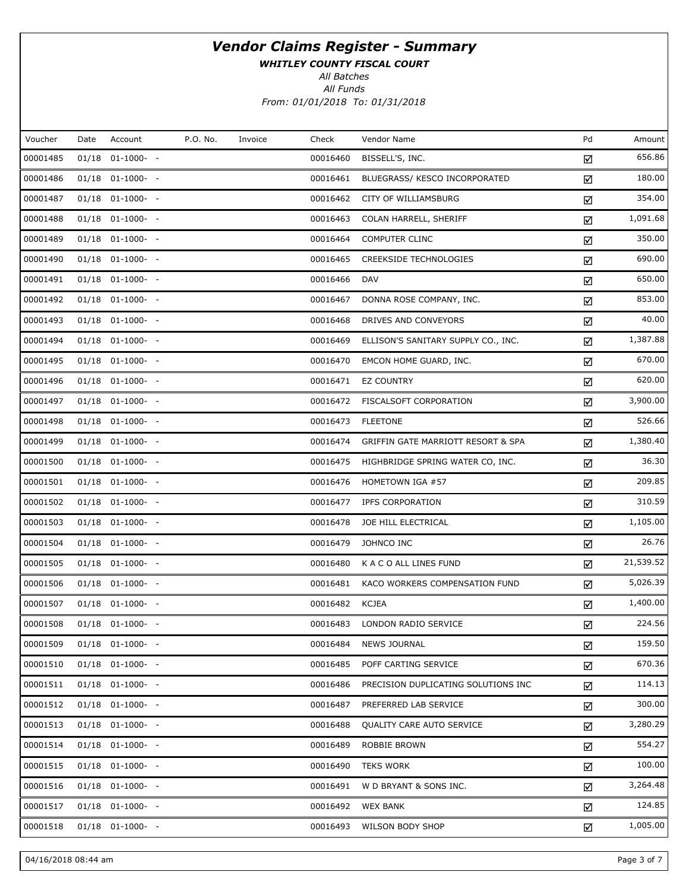# *Vendor Claims Register - Summary*

***WHITLEY COUNTY FISCAL COURT***

*All Batches*

*All Funds*

*From: 01/01/2018 To: 01/31/2018*

| Voucher | Date | Account | P.O. No. | Invoice | Check | Vendor Name | Pd | Amount |
|---|---|---|---|---|---|---|---|---|
| 00001485 | 01/18 | 01-1000- - | | | 00016460 | BISSELL'S, INC. | ☑ | 656.86 |
| 00001486 | 01/18 | 01-1000- - | | | 00016461 | BLUEGRASS/ KESCO INCORPORATED | ☑ | 180.00 |
| 00001487 | 01/18 | 01-1000- - | | | 00016462 | CITY OF WILLIAMSBURG | ☑ | 354.00 |
| 00001488 | 01/18 | 01-1000- - | | | 00016463 | COLAN HARRELL, SHERIFF | ☑ | 1,091.68 |
| 00001489 | 01/18 | 01-1000- - | | | 00016464 | COMPUTER CLINC | ☑ | 350.00 |
| 00001490 | 01/18 | 01-1000- - | | | 00016465 | CREEKSIDE TECHNOLOGIES | ☑ | 690.00 |
| 00001491 | 01/18 | 01-1000- - | | | 00016466 | DAV | ☑ | 650.00 |
| 00001492 | 01/18 | 01-1000- - | | | 00016467 | DONNA ROSE COMPANY, INC. | ☑ | 853.00 |
| 00001493 | 01/18 | 01-1000- - | | | 00016468 | DRIVES AND CONVEYORS | ☑ | 40.00 |
| 00001494 | 01/18 | 01-1000- - | | | 00016469 | ELLISON'S SANITARY SUPPLY CO., INC. | ☑ | 1,387.88 |
| 00001495 | 01/18 | 01-1000- - | | | 00016470 | EMCON HOME GUARD, INC. | ☑ | 670.00 |
| 00001496 | 01/18 | 01-1000- - | | | 00016471 | EZ COUNTRY | ☑ | 620.00 |
| 00001497 | 01/18 | 01-1000- - | | | 00016472 | FISCALSOFT CORPORATION | ☑ | 3,900.00 |
| 00001498 | 01/18 | 01-1000- - | | | 00016473 | FLEETONE | ☑ | 526.66 |
| 00001499 | 01/18 | 01-1000- - | | | 00016474 | GRIFFIN GATE MARRIOTT RESORT & SPA | ☑ | 1,380.40 |
| 00001500 | 01/18 | 01-1000- - | | | 00016475 | HIGHBRIDGE SPRING WATER CO, INC. | ☑ | 36.30 |
| 00001501 | 01/18 | 01-1000- - | | | 00016476 | HOMETOWN IGA #57 | ☑ | 209.85 |
| 00001502 | 01/18 | 01-1000- - | | | 00016477 | IPFS CORPORATION | ☑ | 310.59 |
| 00001503 | 01/18 | 01-1000- - | | | 00016478 | JOE HILL ELECTRICAL | ☑ | 1,105.00 |
| 00001504 | 01/18 | 01-1000- - | | | 00016479 | JOHNCO INC | ☑ | 26.76 |
| 00001505 | 01/18 | 01-1000- - | | | 00016480 | K A C O ALL LINES FUND | ☑ | 21,539.52 |
| 00001506 | 01/18 | 01-1000- - | | | 00016481 | KACO WORKERS COMPENSATION FUND | ☑ | 5,026.39 |
| 00001507 | 01/18 | 01-1000- - | | | 00016482 | KCJEA | ☑ | 1,400.00 |
| 00001508 | 01/18 | 01-1000- - | | | 00016483 | LONDON RADIO SERVICE | ☑ | 224.56 |
| 00001509 | 01/18 | 01-1000- - | | | 00016484 | NEWS JOURNAL | ☑ | 159.50 |
| 00001510 | 01/18 | 01-1000- - | | | 00016485 | POFF CARTING SERVICE | ☑ | 670.36 |
| 00001511 | 01/18 | 01-1000- - | | | 00016486 | PRECISION DUPLICATING SOLUTIONS INC | ☑ | 114.13 |
| 00001512 | 01/18 | 01-1000- - | | | 00016487 | PREFERRED LAB SERVICE | ☑ | 300.00 |
| 00001513 | 01/18 | 01-1000- - | | | 00016488 | QUALITY CARE AUTO SERVICE | ☑ | 3,280.29 |
| 00001514 | 01/18 | 01-1000- - | | | 00016489 | ROBBIE BROWN | ☑ | 554.27 |
| 00001515 | 01/18 | 01-1000- - | | | 00016490 | TEKS WORK | ☑ | 100.00 |
| 00001516 | 01/18 | 01-1000- - | | | 00016491 | W D BRYANT & SONS INC. | ☑ | 3,264.48 |
| 00001517 | 01/18 | 01-1000- - | | | 00016492 | WEX BANK | ☑ | 124.85 |
| 00001518 | 01/18 | 01-1000- - | | | 00016493 | WILSON BODY SHOP | ☑ | 1,005.00 |

04/16/2018 08:44 am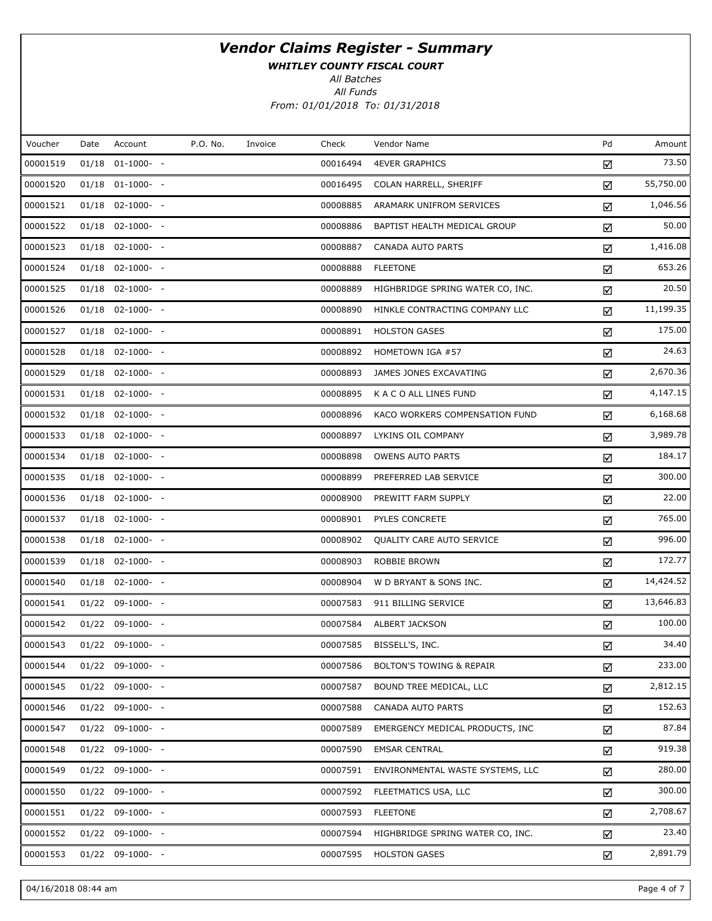# Vendor Claims Register - Summary

***WHITLEY COUNTY FISCAL COURT***

*All Batches*

*All Funds*

*From: 01/01/2018 To: 01/31/2018*

| Voucher | Date | Account | P.O. No. | Invoice | Check | Vendor Name | Pd | Amount |
|---|---|---|---|---|---|---|---|---|
| 00001519 | 01/18 | 01-1000- - | | | 00016494 | 4EVER GRAPHICS | ☑ | 73.50 |
| 00001520 | 01/18 | 01-1000- - | | | 00016495 | COLAN HARRELL, SHERIFF | ☑ | 55,750.00 |
| 00001521 | 01/18 | 02-1000- - | | | 00008885 | ARAMARK UNIFROM SERVICES | ☑ | 1,046.56 |
| 00001522 | 01/18 | 02-1000- - | | | 00008886 | BAPTIST HEALTH MEDICAL GROUP | ☑ | 50.00 |
| 00001523 | 01/18 | 02-1000- - | | | 00008887 | CANADA AUTO PARTS | ☑ | 1,416.08 |
| 00001524 | 01/18 | 02-1000- - | | | 00008888 | FLEETONE | ☑ | 653.26 |
| 00001525 | 01/18 | 02-1000- - | | | 00008889 | HIGHBRIDGE SPRING WATER CO, INC. | ☑ | 20.50 |
| 00001526 | 01/18 | 02-1000- - | | | 00008890 | HINKLE CONTRACTING COMPANY LLC | ☑ | 11,199.35 |
| 00001527 | 01/18 | 02-1000- - | | | 00008891 | HOLSTON GASES | ☑ | 175.00 |
| 00001528 | 01/18 | 02-1000- - | | | 00008892 | HOMETOWN IGA #57 | ☑ | 24.63 |
| 00001529 | 01/18 | 02-1000- - | | | 00008893 | JAMES JONES EXCAVATING | ☑ | 2,670.36 |
| 00001531 | 01/18 | 02-1000- - | | | 00008895 | K A C O ALL LINES FUND | ☑ | 4,147.15 |
| 00001532 | 01/18 | 02-1000- - | | | 00008896 | KACO WORKERS COMPENSATION FUND | ☑ | 6,168.68 |
| 00001533 | 01/18 | 02-1000- - | | | 00008897 | LYKINS OIL COMPANY | ☑ | 3,989.78 |
| 00001534 | 01/18 | 02-1000- - | | | 00008898 | OWENS AUTO PARTS | ☑ | 184.17 |
| 00001535 | 01/18 | 02-1000- - | | | 00008899 | PREFERRED LAB SERVICE | ☑ | 300.00 |
| 00001536 | 01/18 | 02-1000- - | | | 00008900 | PREWITT FARM SUPPLY | ☑ | 22.00 |
| 00001537 | 01/18 | 02-1000- - | | | 00008901 | PYLES CONCRETE | ☑ | 765.00 |
| 00001538 | 01/18 | 02-1000- - | | | 00008902 | QUALITY CARE AUTO SERVICE | ☑ | 996.00 |
| 00001539 | 01/18 | 02-1000- - | | | 00008903 | ROBBIE BROWN | ☑ | 172.77 |
| 00001540 | 01/18 | 02-1000- - | | | 00008904 | W D BRYANT & SONS INC. | ☑ | 14,424.52 |
| 00001541 | 01/22 | 09-1000- - | | | 00007583 | 911 BILLING SERVICE | ☑ | 13,646.83 |
| 00001542 | 01/22 | 09-1000- - | | | 00007584 | ALBERT JACKSON | ☑ | 100.00 |
| 00001543 | 01/22 | 09-1000- - | | | 00007585 | BISSELL'S, INC. | ☑ | 34.40 |
| 00001544 | 01/22 | 09-1000- - | | | 00007586 | BOLTON'S TOWING & REPAIR | ☑ | 233.00 |
| 00001545 | 01/22 | 09-1000- - | | | 00007587 | BOUND TREE MEDICAL, LLC | ☑ | 2,812.15 |
| 00001546 | 01/22 | 09-1000- - | | | 00007588 | CANADA AUTO PARTS | ☑ | 152.63 |
| 00001547 | 01/22 | 09-1000- - | | | 00007589 | EMERGENCY MEDICAL PRODUCTS, INC | ☑ | 87.84 |
| 00001548 | 01/22 | 09-1000- - | | | 00007590 | EMSAR CENTRAL | ☑ | 919.38 |
| 00001549 | 01/22 | 09-1000- - | | | 00007591 | ENVIRONMENTAL WASTE SYSTEMS, LLC | ☑ | 280.00 |
| 00001550 | 01/22 | 09-1000- - | | | 00007592 | FLEETMATICS USA, LLC | ☑ | 300.00 |
| 00001551 | 01/22 | 09-1000- - | | | 00007593 | FLEETONE | ☑ | 2,708.67 |
| 00001552 | 01/22 | 09-1000- - | | | 00007594 | HIGHBRIDGE SPRING WATER CO, INC. | ☑ | 23.40 |
| 00001553 | 01/22 | 09-1000- - | | | 00007595 | HOLSTON GASES | ☑ | 2,891.79 |

04/16/2018 08:44 am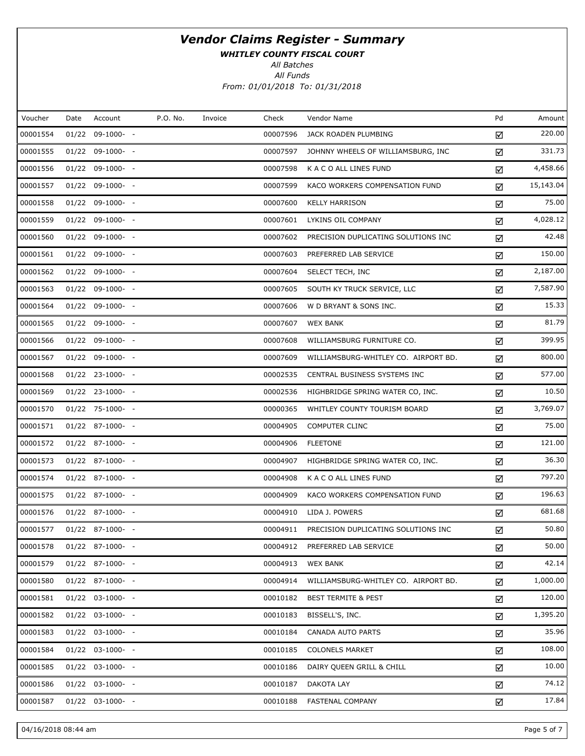# *Vendor Claims Register - Summary*

***WHITLEY COUNTY FISCAL COURT***

*All Batches*

*All Funds*

*From: 01/01/2018 To: 01/31/2018*

| Voucher | Date | Account | P.O. No. | Invoice | Check | Vendor Name | Pd | Amount |
|---|---|---|---|---|---|---|---|---|
| 00001554 | 01/22 | 09-1000- - | | | 00007596 | JACK ROADEN PLUMBING | ☑ | 220.00 |
| 00001555 | 01/22 | 09-1000- - | | | 00007597 | JOHNNY WHEELS OF WILLIAMSBURG, INC | ☑ | 331.73 |
| 00001556 | 01/22 | 09-1000- - | | | 00007598 | K A C O ALL LINES FUND | ☑ | 4,458.66 |
| 00001557 | 01/22 | 09-1000- - | | | 00007599 | KACO WORKERS COMPENSATION FUND | ☑ | 15,143.04 |
| 00001558 | 01/22 | 09-1000- - | | | 00007600 | KELLY HARRISON | ☑ | 75.00 |
| 00001559 | 01/22 | 09-1000- - | | | 00007601 | LYKINS OIL COMPANY | ☑ | 4,028.12 |
| 00001560 | 01/22 | 09-1000- - | | | 00007602 | PRECISION DUPLICATING SOLUTIONS INC | ☑ | 42.48 |
| 00001561 | 01/22 | 09-1000- - | | | 00007603 | PREFERRED LAB SERVICE | ☑ | 150.00 |
| 00001562 | 01/22 | 09-1000- - | | | 00007604 | SELECT TECH, INC | ☑ | 2,187.00 |
| 00001563 | 01/22 | 09-1000- - | | | 00007605 | SOUTH KY TRUCK SERVICE, LLC | ☑ | 7,587.90 |
| 00001564 | 01/22 | 09-1000- - | | | 00007606 | W D BRYANT & SONS INC. | ☑ | 15.33 |
| 00001565 | 01/22 | 09-1000- - | | | 00007607 | WEX BANK | ☑ | 81.79 |
| 00001566 | 01/22 | 09-1000- - | | | 00007608 | WILLIAMSBURG FURNITURE CO. | ☑ | 399.95 |
| 00001567 | 01/22 | 09-1000- - | | | 00007609 | WILLIAMSBURG-WHITLEY CO. AIRPORT BD. | ☑ | 800.00 |
| 00001568 | 01/22 | 23-1000- - | | | 00002535 | CENTRAL BUSINESS SYSTEMS INC | ☑ | 577.00 |
| 00001569 | 01/22 | 23-1000- - | | | 00002536 | HIGHBRIDGE SPRING WATER CO, INC. | ☑ | 10.50 |
| 00001570 | 01/22 | 75-1000- - | | | 00000365 | WHITLEY COUNTY TOURISM BOARD | ☑ | 3,769.07 |
| 00001571 | 01/22 | 87-1000- - | | | 00004905 | COMPUTER CLINC | ☑ | 75.00 |
| 00001572 | 01/22 | 87-1000- - | | | 00004906 | FLEETONE | ☑ | 121.00 |
| 00001573 | 01/22 | 87-1000- - | | | 00004907 | HIGHBRIDGE SPRING WATER CO, INC. | ☑ | 36.30 |
| 00001574 | 01/22 | 87-1000- - | | | 00004908 | K A C O ALL LINES FUND | ☑ | 797.20 |
| 00001575 | 01/22 | 87-1000- - | | | 00004909 | KACO WORKERS COMPENSATION FUND | ☑ | 196.63 |
| 00001576 | 01/22 | 87-1000- - | | | 00004910 | LIDA J. POWERS | ☑ | 681.68 |
| 00001577 | 01/22 | 87-1000- - | | | 00004911 | PRECISION DUPLICATING SOLUTIONS INC | ☑ | 50.80 |
| 00001578 | 01/22 | 87-1000- - | | | 00004912 | PREFERRED LAB SERVICE | ☑ | 50.00 |
| 00001579 | 01/22 | 87-1000- - | | | 00004913 | WEX BANK | ☑ | 42.14 |
| 00001580 | 01/22 | 87-1000- - | | | 00004914 | WILLIAMSBURG-WHITLEY CO. AIRPORT BD. | ☑ | 1,000.00 |
| 00001581 | 01/22 | 03-1000- - | | | 00010182 | BEST TERMITE & PEST | ☑ | 120.00 |
| 00001582 | 01/22 | 03-1000- - | | | 00010183 | BISSELL'S, INC. | ☑ | 1,395.20 |
| 00001583 | 01/22 | 03-1000- - | | | 00010184 | CANADA AUTO PARTS | ☑ | 35.96 |
| 00001584 | 01/22 | 03-1000- - | | | 00010185 | COLONELS MARKET | ☑ | 108.00 |
| 00001585 | 01/22 | 03-1000- - | | | 00010186 | DAIRY QUEEN GRILL & CHILL | ☑ | 10.00 |
| 00001586 | 01/22 | 03-1000- - | | | 00010187 | DAKOTA LAY | ☑ | 74.12 |
| 00001587 | 01/22 | 03-1000- - | | | 00010188 | FASTENAL COMPANY | ☑ | 17.84 |

04/16/2018 08:44 am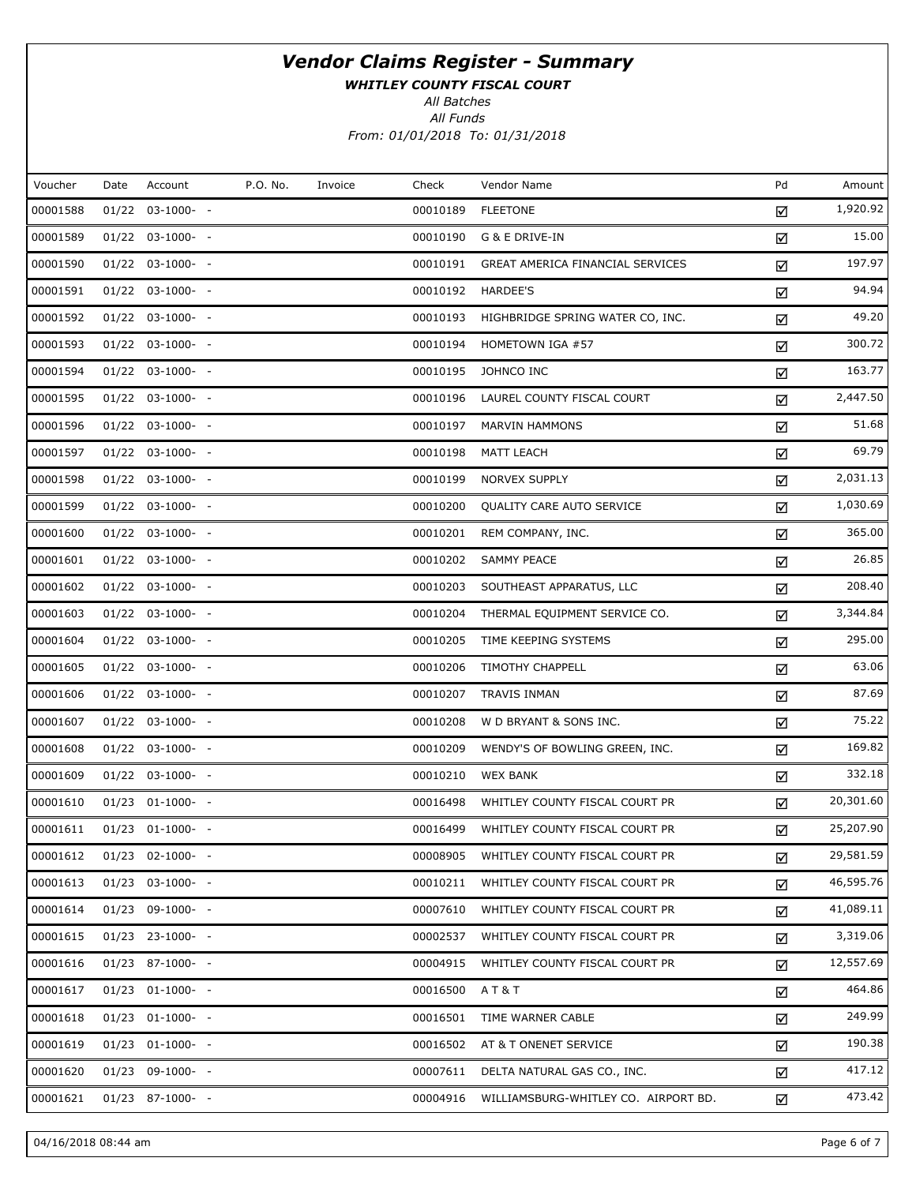# *Vendor Claims Register - Summary*

***WHITLEY COUNTY FISCAL COURT***

*All Batches*

*All Funds*

*From: 01/01/2018 To: 01/31/2018*

| Voucher | Date | Account | P.O. No. | Invoice | Check | Vendor Name | Pd | Amount |
|---|---|---|---|---|---|---|---|---|
| 00001588 | 01/22 | 03-1000- - | | | 00010189 | FLEETONE | ☑ | 1,920.92 |
| 00001589 | 01/22 | 03-1000- - | | | 00010190 | G & E DRIVE-IN | ☑ | 15.00 |
| 00001590 | 01/22 | 03-1000- - | | | 00010191 | GREAT AMERICA FINANCIAL SERVICES | ☑ | 197.97 |
| 00001591 | 01/22 | 03-1000- - | | | 00010192 | HARDEE'S | ☑ | 94.94 |
| 00001592 | 01/22 | 03-1000- - | | | 00010193 | HIGHBRIDGE SPRING WATER CO, INC. | ☑ | 49.20 |
| 00001593 | 01/22 | 03-1000- - | | | 00010194 | HOMETOWN IGA #57 | ☑ | 300.72 |
| 00001594 | 01/22 | 03-1000- - | | | 00010195 | JOHNCO INC | ☑ | 163.77 |
| 00001595 | 01/22 | 03-1000- - | | | 00010196 | LAUREL COUNTY FISCAL COURT | ☑ | 2,447.50 |
| 00001596 | 01/22 | 03-1000- - | | | 00010197 | MARVIN HAMMONS | ☑ | 51.68 |
| 00001597 | 01/22 | 03-1000- - | | | 00010198 | MATT LEACH | ☑ | 69.79 |
| 00001598 | 01/22 | 03-1000- - | | | 00010199 | NORVEX SUPPLY | ☑ | 2,031.13 |
| 00001599 | 01/22 | 03-1000- - | | | 00010200 | QUALITY CARE AUTO SERVICE | ☑ | 1,030.69 |
| 00001600 | 01/22 | 03-1000- - | | | 00010201 | REM COMPANY, INC. | ☑ | 365.00 |
| 00001601 | 01/22 | 03-1000- - | | | 00010202 | SAMMY PEACE | ☑ | 26.85 |
| 00001602 | 01/22 | 03-1000- - | | | 00010203 | SOUTHEAST APPARATUS, LLC | ☑ | 208.40 |
| 00001603 | 01/22 | 03-1000- - | | | 00010204 | THERMAL EQUIPMENT SERVICE CO. | ☑ | 3,344.84 |
| 00001604 | 01/22 | 03-1000- - | | | 00010205 | TIME KEEPING SYSTEMS | ☑ | 295.00 |
| 00001605 | 01/22 | 03-1000- - | | | 00010206 | TIMOTHY CHAPPELL | ☑ | 63.06 |
| 00001606 | 01/22 | 03-1000- - | | | 00010207 | TRAVIS INMAN | ☑ | 87.69 |
| 00001607 | 01/22 | 03-1000- - | | | 00010208 | W D BRYANT & SONS INC. | ☑ | 75.22 |
| 00001608 | 01/22 | 03-1000- - | | | 00010209 | WENDY'S OF BOWLING GREEN, INC. | ☑ | 169.82 |
| 00001609 | 01/22 | 03-1000- - | | | 00010210 | WEX BANK | ☑ | 332.18 |
| 00001610 | 01/23 | 01-1000- - | | | 00016498 | WHITLEY COUNTY FISCAL COURT PR | ☑ | 20,301.60 |
| 00001611 | 01/23 | 01-1000- - | | | 00016499 | WHITLEY COUNTY FISCAL COURT PR | ☑ | 25,207.90 |
| 00001612 | 01/23 | 02-1000- - | | | 00008905 | WHITLEY COUNTY FISCAL COURT PR | ☑ | 29,581.59 |
| 00001613 | 01/23 | 03-1000- - | | | 00010211 | WHITLEY COUNTY FISCAL COURT PR | ☑ | 46,595.76 |
| 00001614 | 01/23 | 09-1000- - | | | 00007610 | WHITLEY COUNTY FISCAL COURT PR | ☑ | 41,089.11 |
| 00001615 | 01/23 | 23-1000- - | | | 00002537 | WHITLEY COUNTY FISCAL COURT PR | ☑ | 3,319.06 |
| 00001616 | 01/23 | 87-1000- - | | | 00004915 | WHITLEY COUNTY FISCAL COURT PR | ☑ | 12,557.69 |
| 00001617 | 01/23 | 01-1000- - | | | 00016500 | A T & T | ☑ | 464.86 |
| 00001618 | 01/23 | 01-1000- - | | | 00016501 | TIME WARNER CABLE | ☑ | 249.99 |
| 00001619 | 01/23 | 01-1000- - | | | 00016502 | AT & T ONENET SERVICE | ☑ | 190.38 |
| 00001620 | 01/23 | 09-1000- - | | | 00007611 | DELTA NATURAL GAS CO., INC. | ☑ | 417.12 |
| 00001621 | 01/23 | 87-1000- - | | | 00004916 | WILLIAMSBURG-WHITLEY CO. AIRPORT BD. | ☑ | 473.42 |

04/16/2018 08:44 am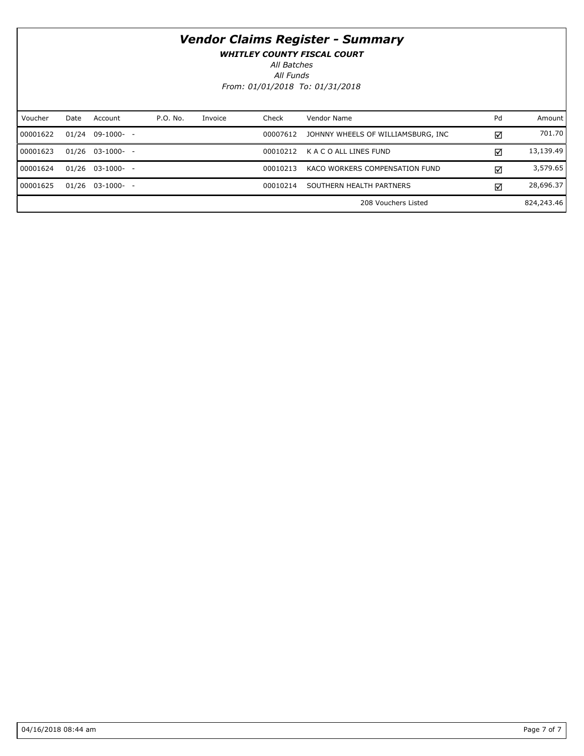# Vendor Claims Register - Summary

***WHITLEY COUNTY FISCAL COURT***

*All Batches*

*All Funds*

*From: 01/01/2018 To: 01/31/2018*

| Voucher | Date | Account | P.O. No. | Invoice | Check | Vendor Name | Pd | Amount |
|---|---|---|---|---|---|---|---|---|
| 00001622 | 01/24 | 09-1000- - | | | 00007612 | JOHNNY WHEELS OF WILLIAMSBURG, INC | ☑ | 701.70 |
| 00001623 | 01/26 | 03-1000- - | | | 00010212 | K A C O ALL LINES FUND | ☑ | 13,139.49 |
| 00001624 | 01/26 | 03-1000- - | | | 00010213 | KACO WORKERS COMPENSATION FUND | ☑ | 3,579.65 |
| 00001625 | 01/26 | 03-1000- - | | | 00010214 | SOUTHERN HEALTH PARTNERS | ☑ | 28,696.37 |
| | | | | | | 208 Vouchers Listed | | 824,243.46 |

04/16/2018 08:44 am